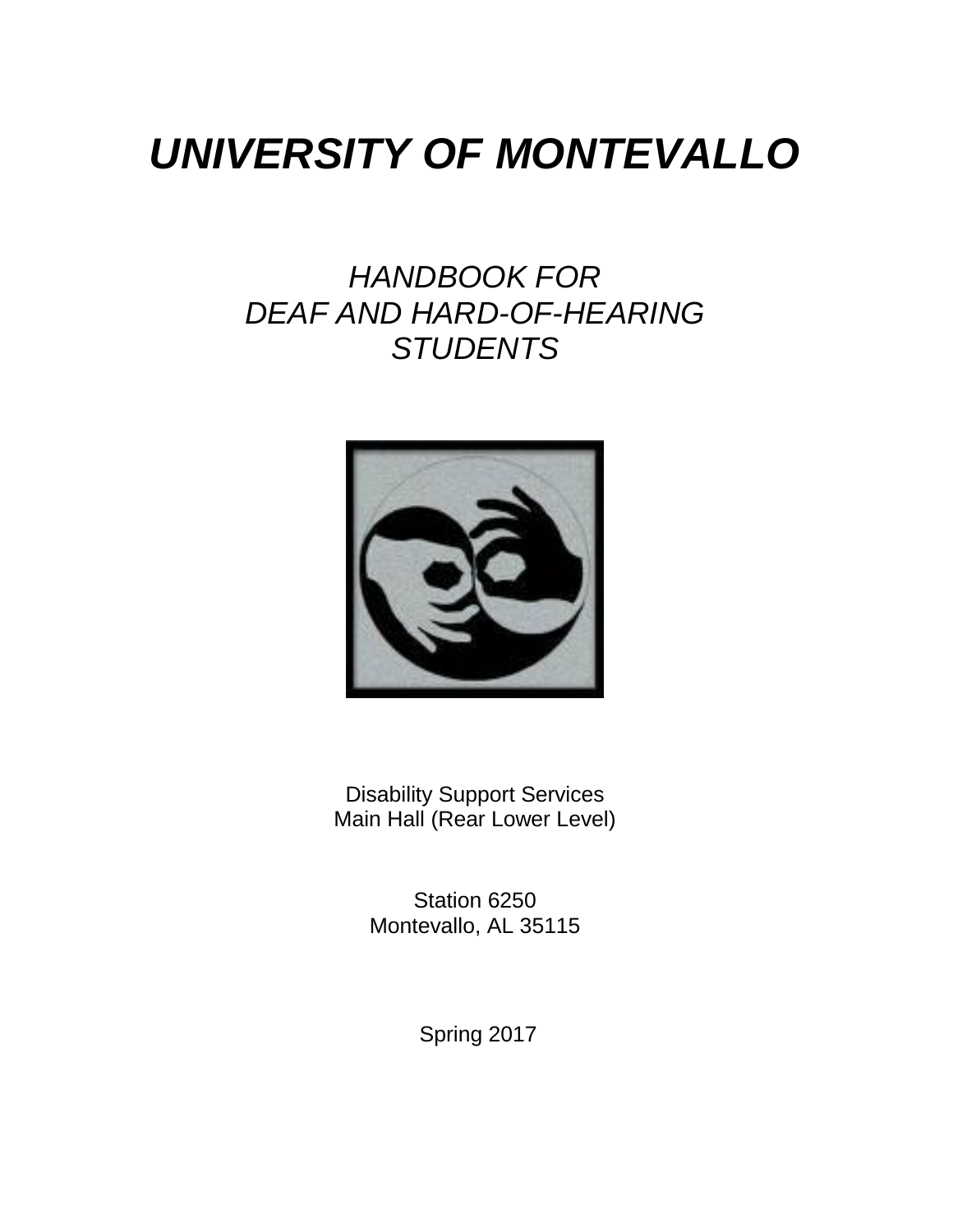# *UNIVERSITY OF MONTEVALLO*

## *HANDBOOK FOR DEAF AND HARD-OF-HEARING STUDENTS*

Disability Support Services
Main Hall (Rear Lower Level)

Station 6250
Montevallo, AL 35115

Spring 2017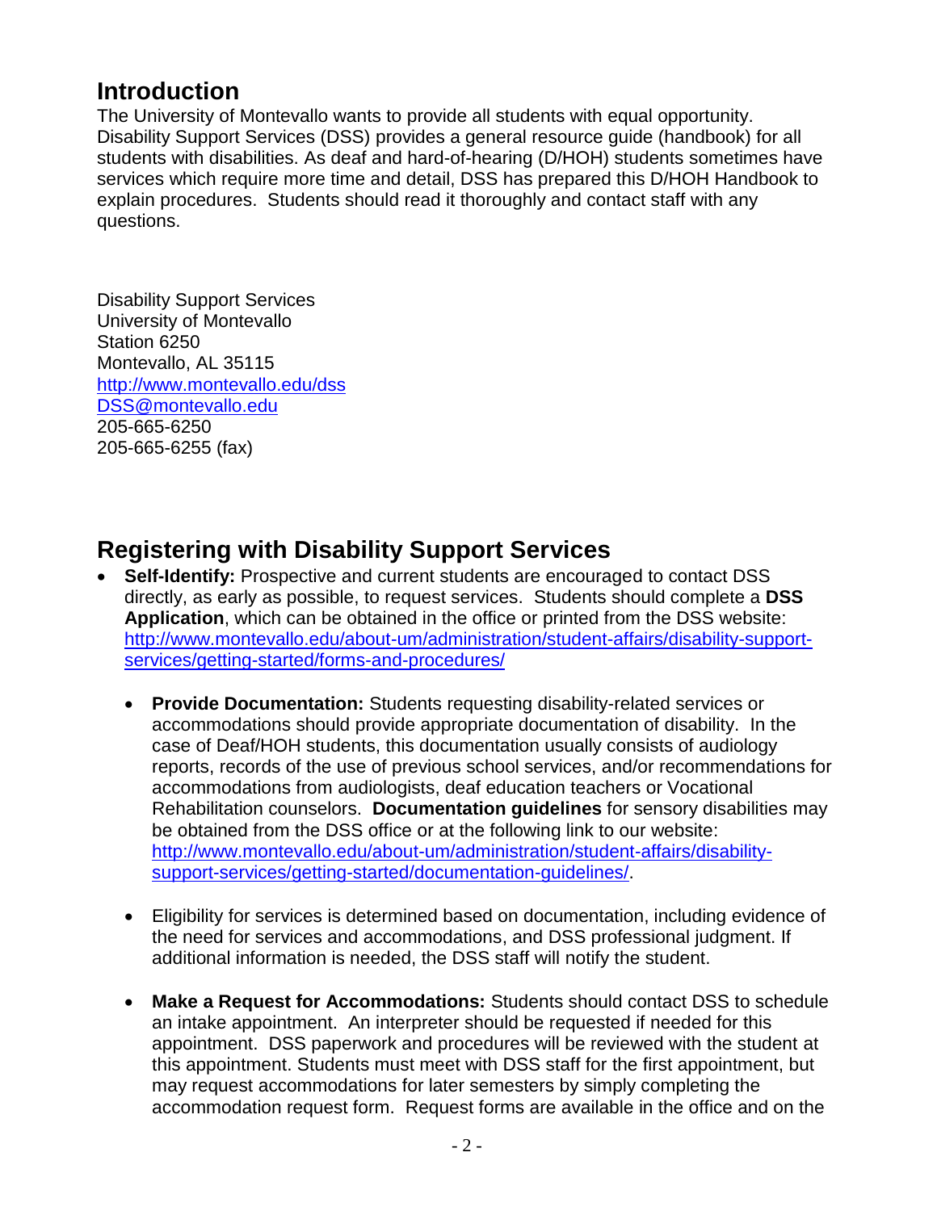## Introduction

The University of Montevallo wants to provide all students with equal opportunity. Disability Support Services (DSS) provides a general resource guide (handbook) for all students with disabilities. As deaf and hard-of-hearing (D/HOH) students sometimes have services which require more time and detail, DSS has prepared this D/HOH Handbook to explain procedures. Students should read it thoroughly and contact staff with any questions.

Disability Support Services
University of Montevallo
Station 6250
Montevallo, AL 35115
http://www.montevallo.edu/dss
DSS@montevallo.edu
205-665-6250
205-665-6255 (fax)

## Registering with Disability Support Services

- **Self-Identify:** Prospective and current students are encouraged to contact DSS directly, as early as possible, to request services. Students should complete a **DSS Application**, which can be obtained in the office or printed from the DSS website: http://www.montevallo.edu/about-um/administration/student-affairs/disability-support-services/getting-started/forms-and-procedures/
  - **Provide Documentation:** Students requesting disability-related services or accommodations should provide appropriate documentation of disability. In the case of Deaf/HOH students, this documentation usually consists of audiology reports, records of the use of previous school services, and/or recommendations for accommodations from audiologists, deaf education teachers or Vocational Rehabilitation counselors. **Documentation guidelines** for sensory disabilities may be obtained from the DSS office or at the following link to our website: http://www.montevallo.edu/about-um/administration/student-affairs/disability-support-services/getting-started/documentation-guidelines/.
  - Eligibility for services is determined based on documentation, including evidence of the need for services and accommodations, and DSS professional judgment. If additional information is needed, the DSS staff will notify the student.
  - **Make a Request for Accommodations:** Students should contact DSS to schedule an intake appointment. An interpreter should be requested if needed for this appointment. DSS paperwork and procedures will be reviewed with the student at this appointment. Students must meet with DSS staff for the first appointment, but may request accommodations for later semesters by simply completing the accommodation request form. Request forms are available in the office and on the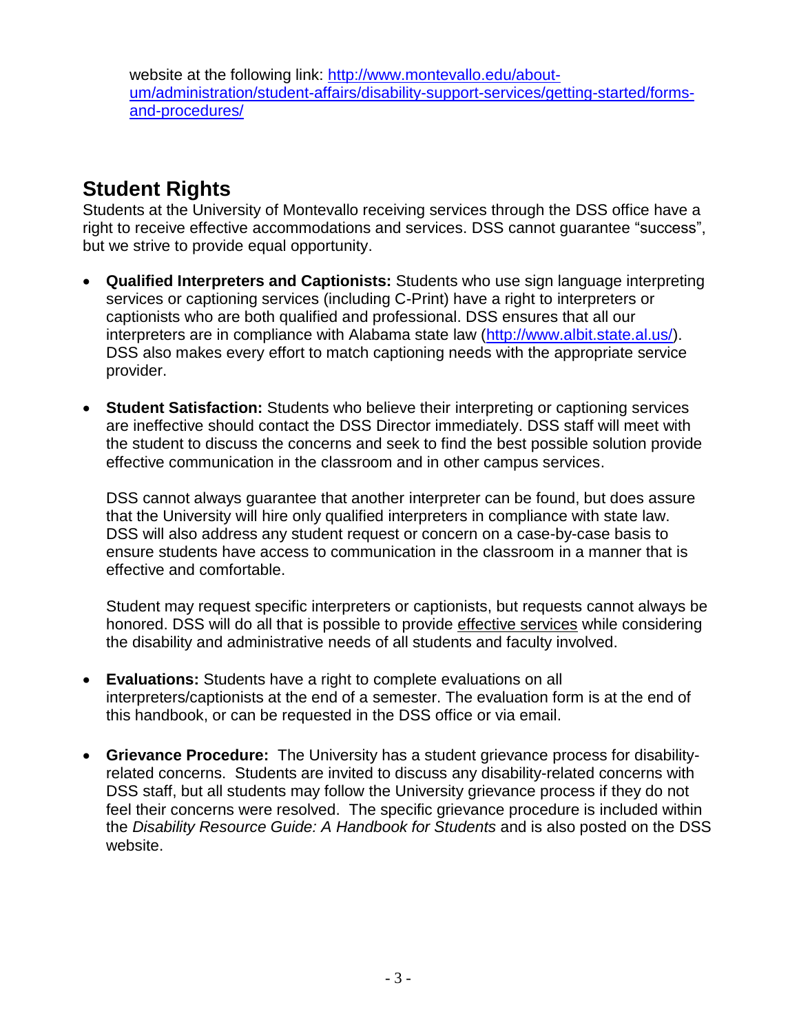website at the following link: [http://www.montevallo.edu/about-um/administration/student-affairs/disability-support-services/getting-started/forms-and-procedures/](http://www.montevallo.edu/about-um/administration/student-affairs/disability-support-services/getting-started/forms-and-procedures/)

## Student Rights

Students at the University of Montevallo receiving services through the DSS office have a right to receive effective accommodations and services. DSS cannot guarantee "success", but we strive to provide equal opportunity.

- **Qualified Interpreters and Captionists:** Students who use sign language interpreting services or captioning services (including C-Print) have a right to interpreters or captionists who are both qualified and professional. DSS ensures that all our interpreters are in compliance with Alabama state law ([http://www.albit.state.al.us/](http://www.albit.state.al.us/)). DSS also makes every effort to match captioning needs with the appropriate service provider.

- **Student Satisfaction:** Students who believe their interpreting or captioning services are ineffective should contact the DSS Director immediately. DSS staff will meet with the student to discuss the concerns and seek to find the best possible solution provide effective communication in the classroom and in other campus services.

  DSS cannot always guarantee that another interpreter can be found, but does assure that the University will hire only qualified interpreters in compliance with state law. DSS will also address any student request or concern on a case-by-case basis to ensure students have access to communication in the classroom in a manner that is effective and comfortable.

  Student may request specific interpreters or captionists, but requests cannot always be honored. DSS will do all that is possible to provide effective services while considering the disability and administrative needs of all students and faculty involved.

- **Evaluations:** Students have a right to complete evaluations on all interpreters/captionists at the end of a semester. The evaluation form is at the end of this handbook, or can be requested in the DSS office or via email.

- **Grievance Procedure:** The University has a student grievance process for disability-related concerns. Students are invited to discuss any disability-related concerns with DSS staff, but all students may follow the University grievance process if they do not feel their concerns were resolved. The specific grievance procedure is included within the *Disability Resource Guide: A Handbook for Students* and is also posted on the DSS website.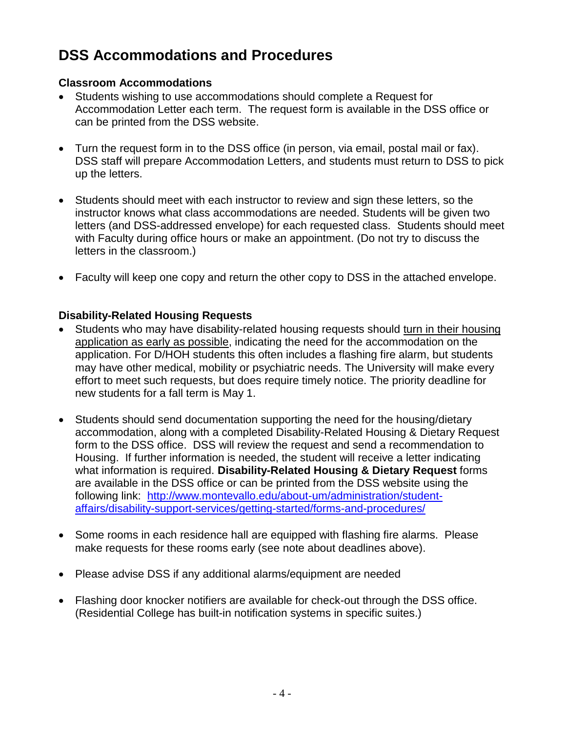## DSS Accommodations and Procedures

### Classroom Accommodations

- Students wishing to use accommodations should complete a Request for Accommodation Letter each term. The request form is available in the DSS office or can be printed from the DSS website.
- Turn the request form in to the DSS office (in person, via email, postal mail or fax). DSS staff will prepare Accommodation Letters, and students must return to DSS to pick up the letters.
- Students should meet with each instructor to review and sign these letters, so the instructor knows what class accommodations are needed. Students will be given two letters (and DSS-addressed envelope) for each requested class. Students should meet with Faculty during office hours or make an appointment. (Do not try to discuss the letters in the classroom.)
- Faculty will keep one copy and return the other copy to DSS in the attached envelope.

### Disability-Related Housing Requests

- Students who may have disability-related housing requests should turn in their housing application as early as possible, indicating the need for the accommodation on the application. For D/HOH students this often includes a flashing fire alarm, but students may have other medical, mobility or psychiatric needs. The University will make every effort to meet such requests, but does require timely notice. The priority deadline for new students for a fall term is May 1.
- Students should send documentation supporting the need for the housing/dietary accommodation, along with a completed Disability-Related Housing & Dietary Request form to the DSS office. DSS will review the request and send a recommendation to Housing. If further information is needed, the student will receive a letter indicating what information is required. **Disability-Related Housing & Dietary Request** forms are available in the DSS office or can be printed from the DSS website using the following link: [http://www.montevallo.edu/about-um/administration/student-affairs/disability-support-services/getting-started/forms-and-procedures/](http://www.montevallo.edu/about-um/administration/student-affairs/disability-support-services/getting-started/forms-and-procedures/)
- Some rooms in each residence hall are equipped with flashing fire alarms. Please make requests for these rooms early (see note about deadlines above).
- Please advise DSS if any additional alarms/equipment are needed
- Flashing door knocker notifiers are available for check-out through the DSS office. (Residential College has built-in notification systems in specific suites.)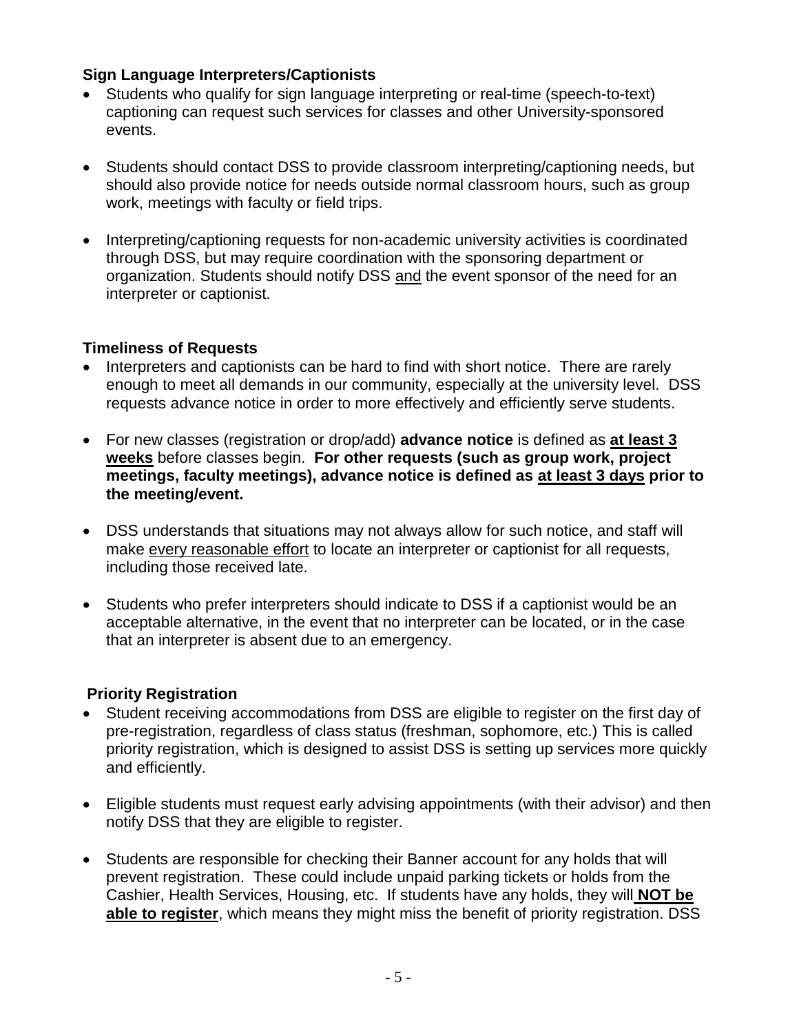### Sign Language Interpreters/Captionists

- Students who qualify for sign language interpreting or real-time (speech-to-text) captioning can request such services for classes and other University-sponsored events.
- Students should contact DSS to provide classroom interpreting/captioning needs, but should also provide notice for needs outside normal classroom hours, such as group work, meetings with faculty or field trips.
- Interpreting/captioning requests for non-academic university activities is coordinated through DSS, but may require coordination with the sponsoring department or organization. Students should notify DSS and the event sponsor of the need for an interpreter or captionist.

### Timeliness of Requests

- Interpreters and captionists can be hard to find with short notice. There are rarely enough to meet all demands in our community, especially at the university level. DSS requests advance notice in order to more effectively and efficiently serve students.
- For new classes (registration or drop/add) **advance notice** is defined as **at least 3 weeks** before classes begin. **For other requests (such as group work, project meetings, faculty meetings), advance notice is defined as at least 3 days prior to the meeting/event.**
- DSS understands that situations may not always allow for such notice, and staff will make every reasonable effort to locate an interpreter or captionist for all requests, including those received late.
- Students who prefer interpreters should indicate to DSS if a captionist would be an acceptable alternative, in the event that no interpreter can be located, or in the case that an interpreter is absent due to an emergency.

### Priority Registration

- Student receiving accommodations from DSS are eligible to register on the first day of pre-registration, regardless of class status (freshman, sophomore, etc.) This is called priority registration, which is designed to assist DSS is setting up services more quickly and efficiently.
- Eligible students must request early advising appointments (with their advisor) and then notify DSS that they are eligible to register.
- Students are responsible for checking their Banner account for any holds that will prevent registration. These could include unpaid parking tickets or holds from the Cashier, Health Services, Housing, etc. If students have any holds, they will **NOT be able to register**, which means they might miss the benefit of priority registration. DSS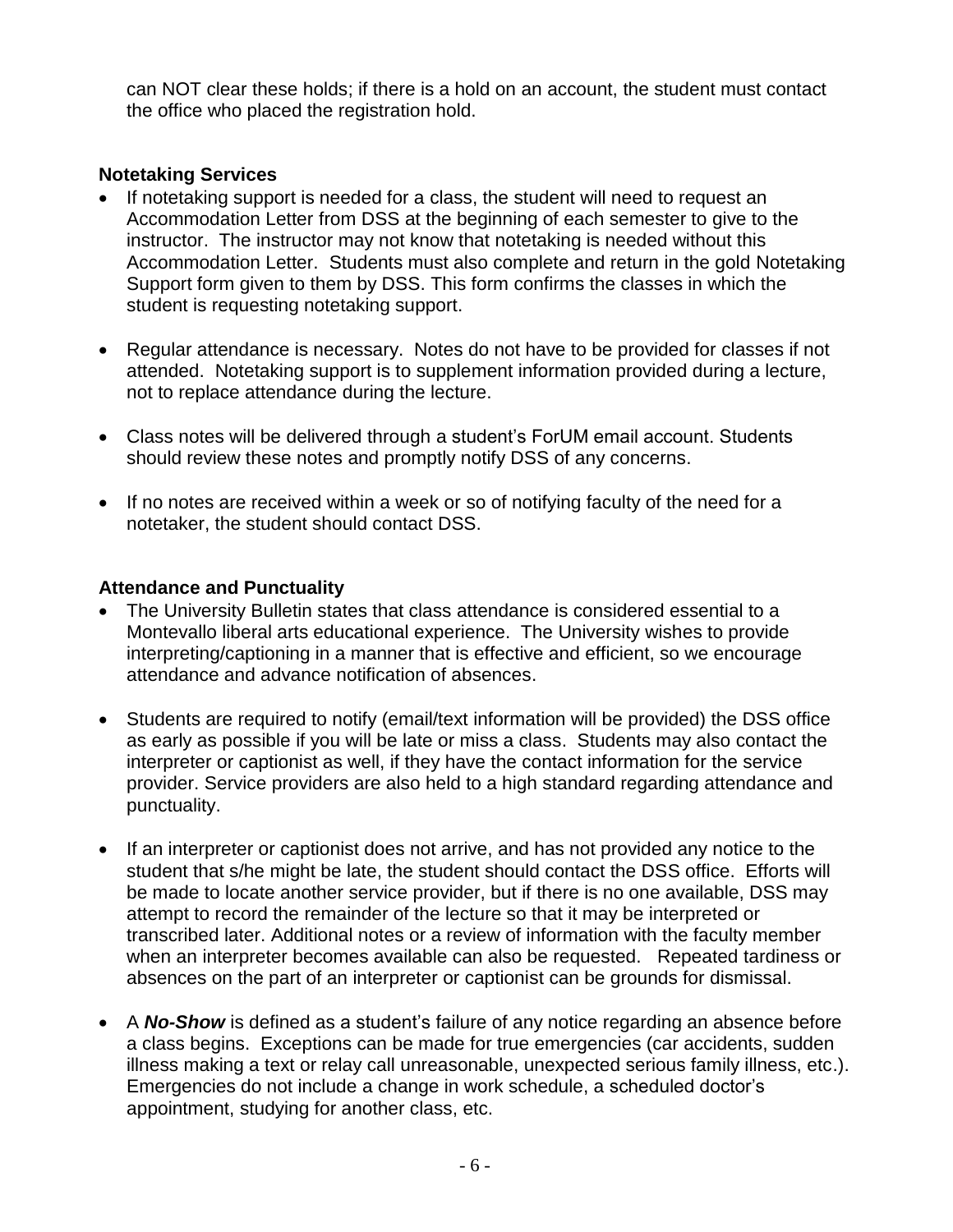can NOT clear these holds; if there is a hold on an account, the student must contact the office who placed the registration hold.

**Notetaking Services**

- If notetaking support is needed for a class, the student will need to request an Accommodation Letter from DSS at the beginning of each semester to give to the instructor. The instructor may not know that notetaking is needed without this Accommodation Letter. Students must also complete and return in the gold Notetaking Support form given to them by DSS. This form confirms the classes in which the student is requesting notetaking support.

- Regular attendance is necessary. Notes do not have to be provided for classes if not attended. Notetaking support is to supplement information provided during a lecture, not to replace attendance during the lecture.

- Class notes will be delivered through a student's ForUM email account. Students should review these notes and promptly notify DSS of any concerns.

- If no notes are received within a week or so of notifying faculty of the need for a notetaker, the student should contact DSS.

**Attendance and Punctuality**

- The University Bulletin states that class attendance is considered essential to a Montevallo liberal arts educational experience. The University wishes to provide interpreting/captioning in a manner that is effective and efficient, so we encourage attendance and advance notification of absences.

- Students are required to notify (email/text information will be provided) the DSS office as early as possible if you will be late or miss a class. Students may also contact the interpreter or captionist as well, if they have the contact information for the service provider. Service providers are also held to a high standard regarding attendance and punctuality.

- If an interpreter or captionist does not arrive, and has not provided any notice to the student that s/he might be late, the student should contact the DSS office. Efforts will be made to locate another service provider, but if there is no one available, DSS may attempt to record the remainder of the lecture so that it may be interpreted or transcribed later. Additional notes or a review of information with the faculty member when an interpreter becomes available can also be requested. Repeated tardiness or absences on the part of an interpreter or captionist can be grounds for dismissal.

- A ***No-Show*** is defined as a student's failure of any notice regarding an absence before a class begins. Exceptions can be made for true emergencies (car accidents, sudden illness making a text or relay call unreasonable, unexpected serious family illness, etc.). Emergencies do not include a change in work schedule, a scheduled doctor's appointment, studying for another class, etc.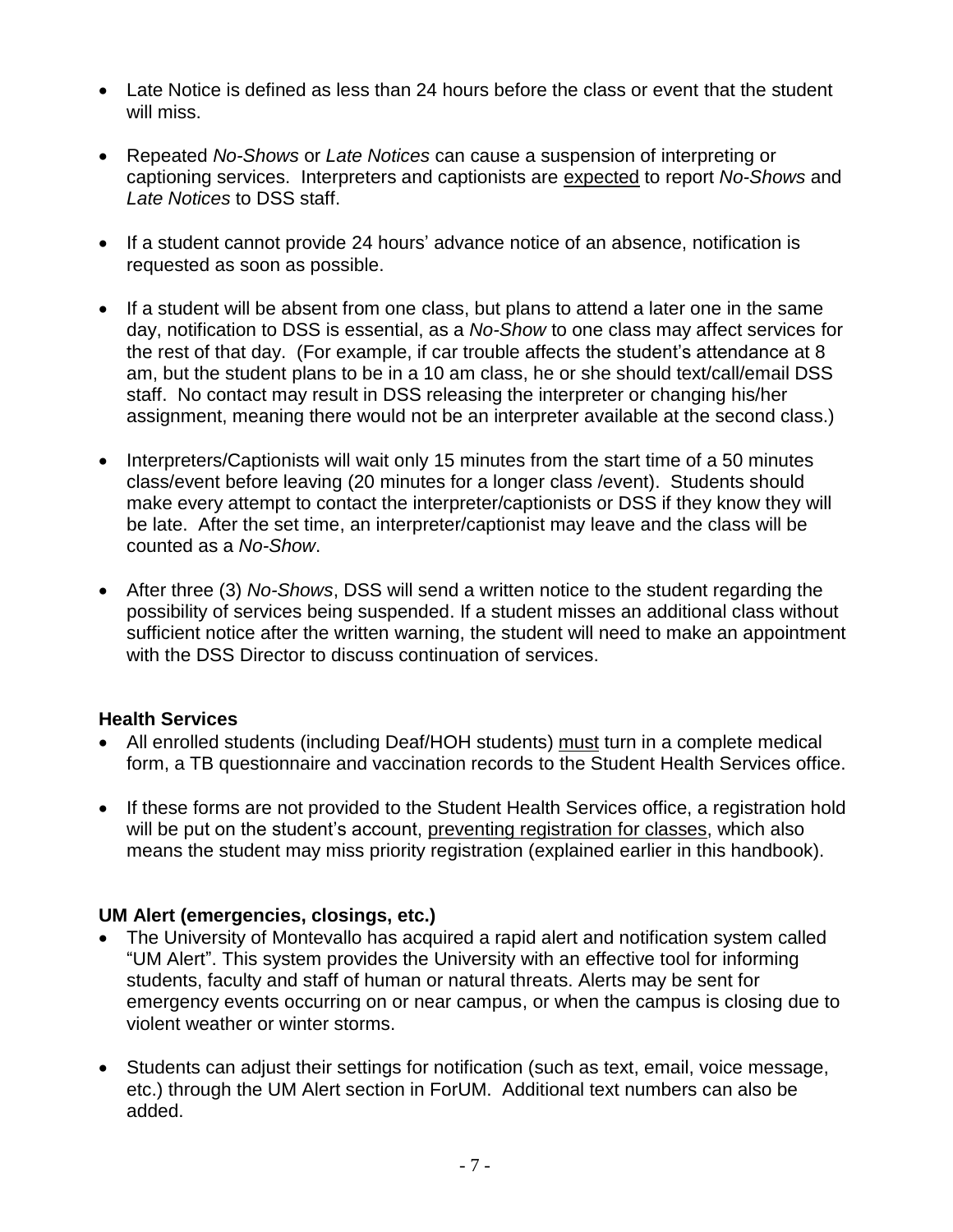- Late Notice is defined as less than 24 hours before the class or event that the student will miss.

- Repeated *No-Shows* or *Late Notices* can cause a suspension of interpreting or captioning services. Interpreters and captionists are expected to report *No-Shows* and *Late Notices* to DSS staff.

- If a student cannot provide 24 hours' advance notice of an absence, notification is requested as soon as possible.

- If a student will be absent from one class, but plans to attend a later one in the same day, notification to DSS is essential, as a *No-Show* to one class may affect services for the rest of that day. (For example, if car trouble affects the student's attendance at 8 am, but the student plans to be in a 10 am class, he or she should text/call/email DSS staff. No contact may result in DSS releasing the interpreter or changing his/her assignment, meaning there would not be an interpreter available at the second class.)

- Interpreters/Captionists will wait only 15 minutes from the start time of a 50 minutes class/event before leaving (20 minutes for a longer class /event). Students should make every attempt to contact the interpreter/captionists or DSS if they know they will be late. After the set time, an interpreter/captionist may leave and the class will be counted as a *No-Show*.

- After three (3) *No-Shows*, DSS will send a written notice to the student regarding the possibility of services being suspended. If a student misses an additional class without sufficient notice after the written warning, the student will need to make an appointment with the DSS Director to discuss continuation of services.

**Health Services**

- All enrolled students (including Deaf/HOH students) must turn in a complete medical form, a TB questionnaire and vaccination records to the Student Health Services office.

- If these forms are not provided to the Student Health Services office, a registration hold will be put on the student's account, preventing registration for classes, which also means the student may miss priority registration (explained earlier in this handbook).

**UM Alert (emergencies, closings, etc.)**

- The University of Montevallo has acquired a rapid alert and notification system called "UM Alert". This system provides the University with an effective tool for informing students, faculty and staff of human or natural threats. Alerts may be sent for emergency events occurring on or near campus, or when the campus is closing due to violent weather or winter storms.

- Students can adjust their settings for notification (such as text, email, voice message, etc.) through the UM Alert section in ForUM. Additional text numbers can also be added.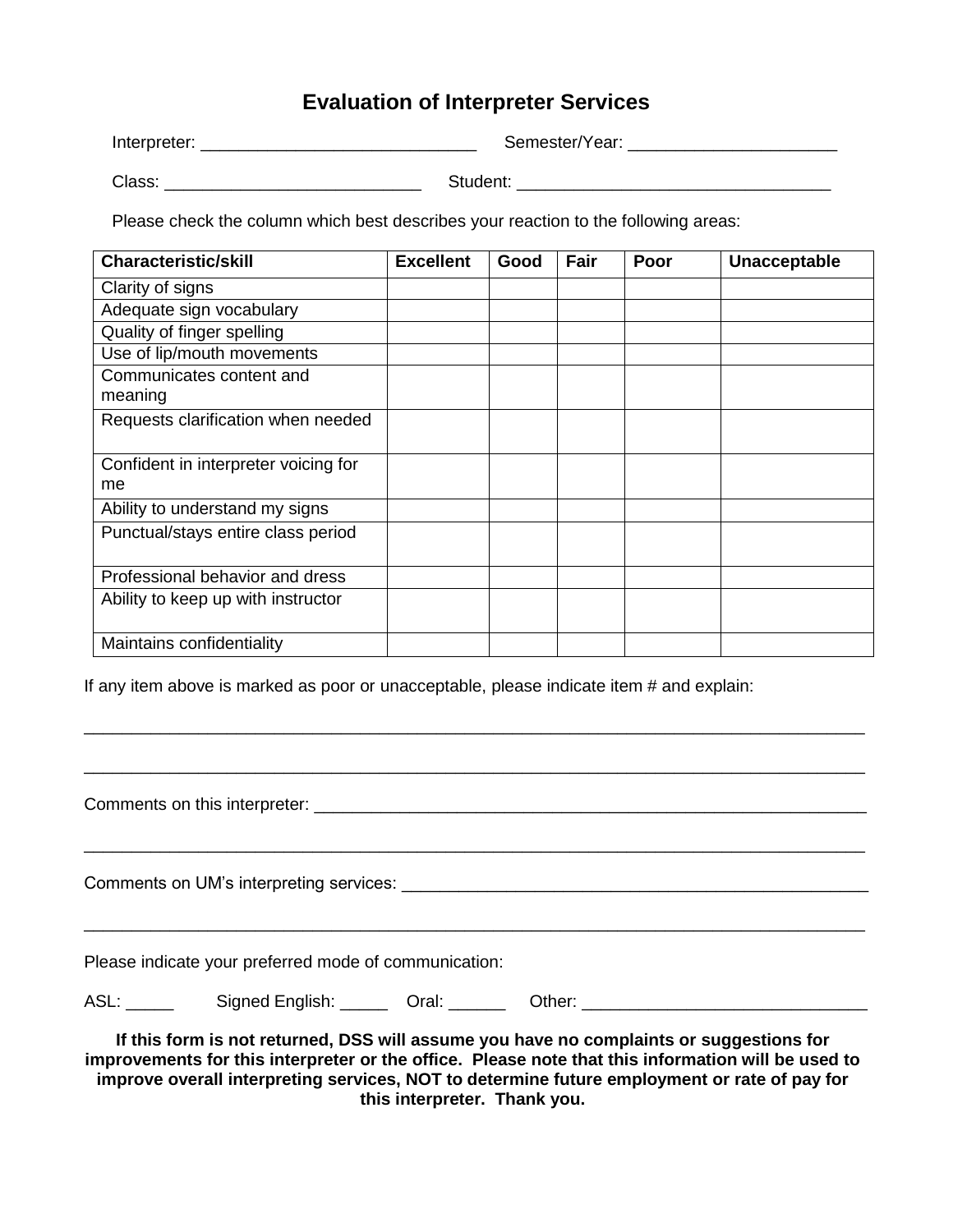# Evaluation of Interpreter Services

Interpreter: ____________________________ Semester/Year: _____________________

Class: __________________________ Student: ________________________________

Please check the column which best describes your reaction to the following areas:

| Characteristic/skill | Excellent | Good | Fair | Poor | Unacceptable |
| --- | --- | --- | --- | --- | --- |
| Clarity of signs | | | | | |
| Adequate sign vocabulary | | | | | |
| Quality of finger spelling | | | | | |
| Use of lip/mouth movements | | | | | |
| Communicates content and meaning | | | | | |
| Requests clarification when needed | | | | | |
| Confident in interpreter voicing for me | | | | | |
| Ability to understand my signs | | | | | |
| Punctual/stays entire class period | | | | | |
| Professional behavior and dress | | | | | |
| Ability to keep up with instructor | | | | | |
| Maintains confidentiality | | | | | |

If any item above is marked as poor or unacceptable, please indicate item # and explain:

_______________________________________________________________________________

_______________________________________________________________________________

Comments on this interpreter: _____________________________________________________

_______________________________________________________________________________

Comments on UM's interpreting services: ______________________________________________

_______________________________________________________________________________

Please indicate your preferred mode of communication:

ASL: _____ Signed English: _____ Oral: ______ Other: ______________________________

**If this form is not returned, DSS will assume you have no complaints or suggestions for improvements for this interpreter or the office. Please note that this information will be used to improve overall interpreting services, NOT to determine future employment or rate of pay for this interpreter. Thank you.**